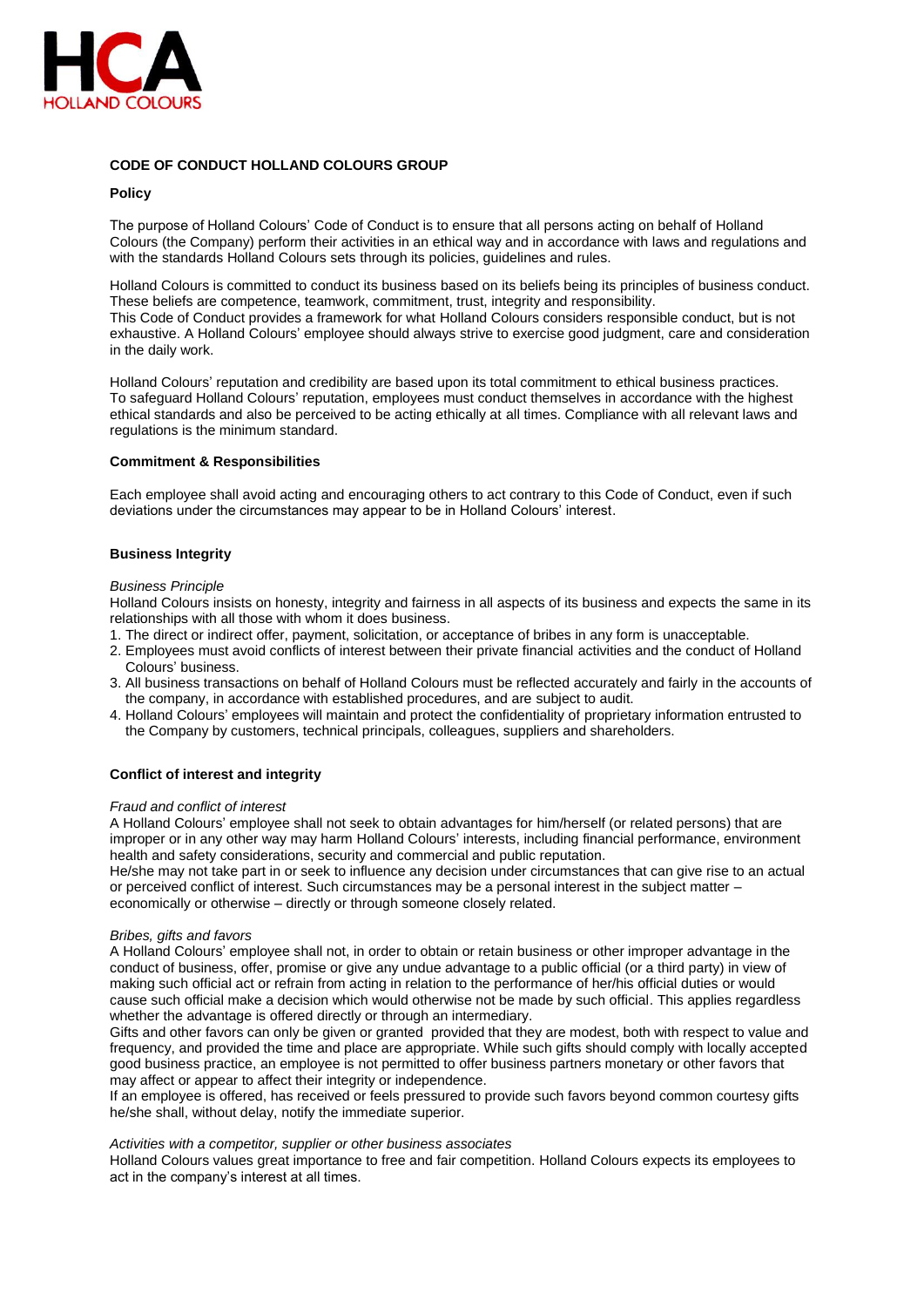# CODE OF CONDUCT HOLLAND COLOURS GROUP

## Policy

The purpose of Holland Colours' Code of Conduct is to ensure that all persons acting on behalf of Holland Colours (the Company) perform their activities in an ethical way and in accordance with laws and regulations and with the standards Holland Colours sets through its policies, guidelines and rules.

Holland Colours is committed to conduct its business based on its beliefs being its principles of business conduct. These beliefs are competence, teamwork, commitment, trust, integrity and responsibility.
This Code of Conduct provides a framework for what Holland Colours considers responsible conduct, but is not exhaustive. A Holland Colours' employee should always strive to exercise good judgment, care and consideration in the daily work.

Holland Colours' reputation and credibility are based upon its total commitment to ethical business practices. To safeguard Holland Colours' reputation, employees must conduct themselves in accordance with the highest ethical standards and also be perceived to be acting ethically at all times. Compliance with all relevant laws and regulations is the minimum standard.

## Commitment & Responsibilities

Each employee shall avoid acting and encouraging others to act contrary to this Code of Conduct, even if such deviations under the circumstances may appear to be in Holland Colours' interest.

## Business Integrity

*Business Principle*
Holland Colours insists on honesty, integrity and fairness in all aspects of its business and expects the same in its relationships with all those with whom it does business.

1. The direct or indirect offer, payment, solicitation, or acceptance of bribes in any form is unacceptable.
2. Employees must avoid conflicts of interest between their private financial activities and the conduct of Holland Colours' business.
3. All business transactions on behalf of Holland Colours must be reflected accurately and fairly in the accounts of the company, in accordance with established procedures, and are subject to audit.
4. Holland Colours' employees will maintain and protect the confidentiality of proprietary information entrusted to the Company by customers, technical principals, colleagues, suppliers and shareholders.

## Conflict of interest and integrity

*Fraud and conflict of interest*
A Holland Colours' employee shall not seek to obtain advantages for him/herself (or related persons) that are improper or in any other way may harm Holland Colours' interests, including financial performance, environment health and safety considerations, security and commercial and public reputation.
He/she may not take part in or seek to influence any decision under circumstances that can give rise to an actual or perceived conflict of interest. Such circumstances may be a personal interest in the subject matter – economically or otherwise – directly or through someone closely related.

*Bribes, gifts and favors*
A Holland Colours' employee shall not, in order to obtain or retain business or other improper advantage in the conduct of business, offer, promise or give any undue advantage to a public official (or a third party) in view of making such official act or refrain from acting in relation to the performance of her/his official duties or would cause such official make a decision which would otherwise not be made by such official. This applies regardless whether the advantage is offered directly or through an intermediary.
Gifts and other favors can only be given or granted provided that they are modest, both with respect to value and frequency, and provided the time and place are appropriate. While such gifts should comply with locally accepted good business practice, an employee is not permitted to offer business partners monetary or other favors that may affect or appear to affect their integrity or independence.
If an employee is offered, has received or feels pressured to provide such favors beyond common courtesy gifts he/she shall, without delay, notify the immediate superior.

*Activities with a competitor, supplier or other business associates*
Holland Colours values great importance to free and fair competition. Holland Colours expects its employees to act in the company's interest at all times.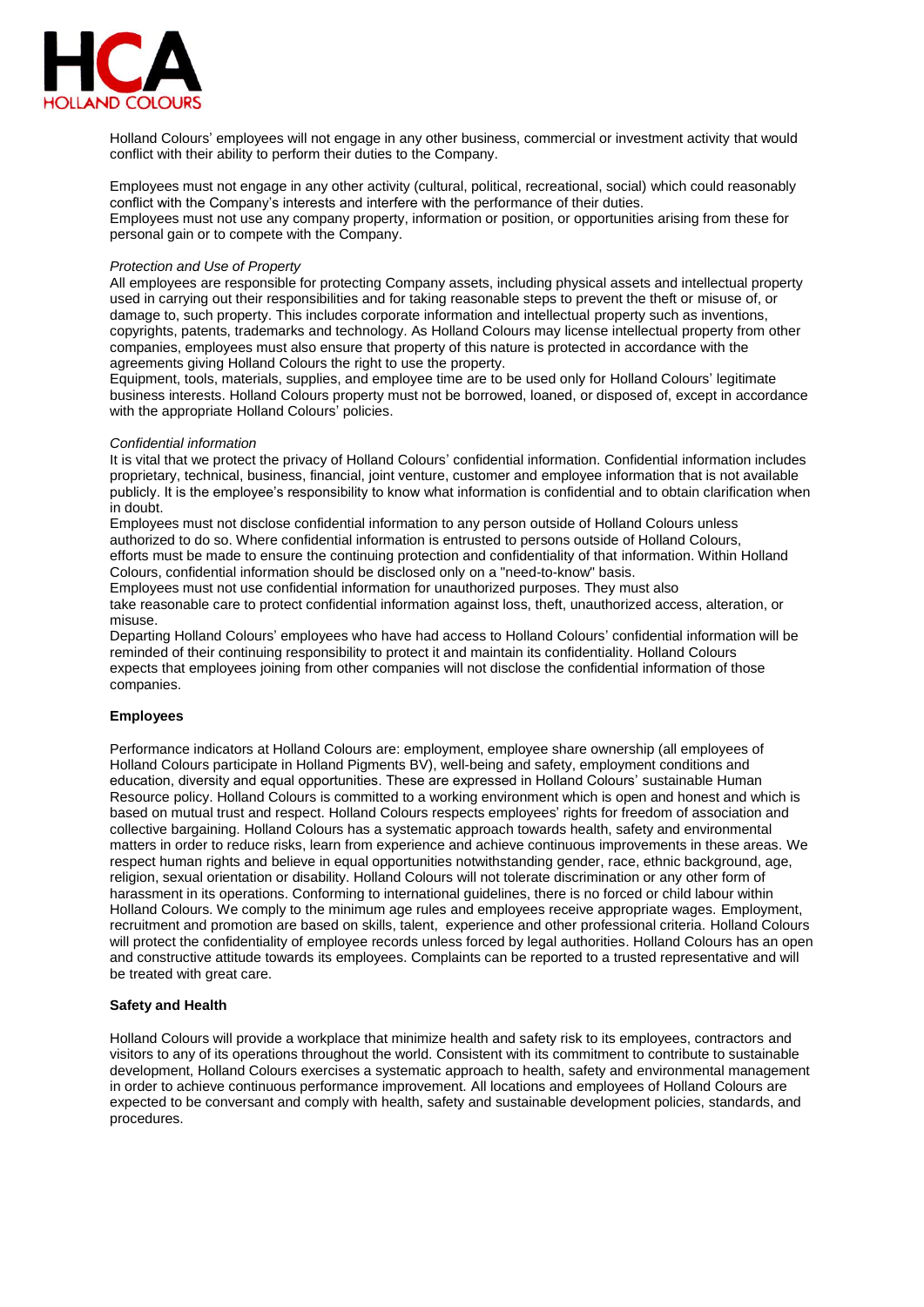Holland Colours' employees will not engage in any other business, commercial or investment activity that would conflict with their ability to perform their duties to the Company.

Employees must not engage in any other activity (cultural, political, recreational, social) which could reasonably conflict with the Company's interests and interfere with the performance of their duties.
Employees must not use any company property, information or position, or opportunities arising from these for personal gain or to compete with the Company.

*Protection and Use of Property*
All employees are responsible for protecting Company assets, including physical assets and intellectual property used in carrying out their responsibilities and for taking reasonable steps to prevent the theft or misuse of, or damage to, such property. This includes corporate information and intellectual property such as inventions, copyrights, patents, trademarks and technology. As Holland Colours may license intellectual property from other companies, employees must also ensure that property of this nature is protected in accordance with the agreements giving Holland Colours the right to use the property.
Equipment, tools, materials, supplies, and employee time are to be used only for Holland Colours' legitimate business interests. Holland Colours property must not be borrowed, loaned, or disposed of, except in accordance with the appropriate Holland Colours' policies.

*Confidential information*
It is vital that we protect the privacy of Holland Colours' confidential information. Confidential information includes proprietary, technical, business, financial, joint venture, customer and employee information that is not available publicly. It is the employee's responsibility to know what information is confidential and to obtain clarification when in doubt.
Employees must not disclose confidential information to any person outside of Holland Colours unless authorized to do so. Where confidential information is entrusted to persons outside of Holland Colours, efforts must be made to ensure the continuing protection and confidentiality of that information. Within Holland Colours, confidential information should be disclosed only on a "need-to-know" basis.
Employees must not use confidential information for unauthorized purposes. They must also take reasonable care to protect confidential information against loss, theft, unauthorized access, alteration, or misuse.
Departing Holland Colours' employees who have had access to Holland Colours' confidential information will be reminded of their continuing responsibility to protect it and maintain its confidentiality. Holland Colours expects that employees joining from other companies will not disclose the confidential information of those companies.

**Employees**

Performance indicators at Holland Colours are: employment, employee share ownership (all employees of Holland Colours participate in Holland Pigments BV), well-being and safety, employment conditions and education, diversity and equal opportunities. These are expressed in Holland Colours' sustainable Human Resource policy. Holland Colours is committed to a working environment which is open and honest and which is based on mutual trust and respect. Holland Colours respects employees' rights for freedom of association and collective bargaining. Holland Colours has a systematic approach towards health, safety and environmental matters in order to reduce risks, learn from experience and achieve continuous improvements in these areas. We respect human rights and believe in equal opportunities notwithstanding gender, race, ethnic background, age, religion, sexual orientation or disability. Holland Colours will not tolerate discrimination or any other form of harassment in its operations. Conforming to international guidelines, there is no forced or child labour within Holland Colours. We comply to the minimum age rules and employees receive appropriate wages. Employment, recruitment and promotion are based on skills, talent, experience and other professional criteria. Holland Colours will protect the confidentiality of employee records unless forced by legal authorities. Holland Colours has an open and constructive attitude towards its employees. Complaints can be reported to a trusted representative and will be treated with great care.

**Safety and Health**

Holland Colours will provide a workplace that minimize health and safety risk to its employees, contractors and visitors to any of its operations throughout the world. Consistent with its commitment to contribute to sustainable development, Holland Colours exercises a systematic approach to health, safety and environmental management in order to achieve continuous performance improvement. All locations and employees of Holland Colours are expected to be conversant and comply with health, safety and sustainable development policies, standards, and procedures.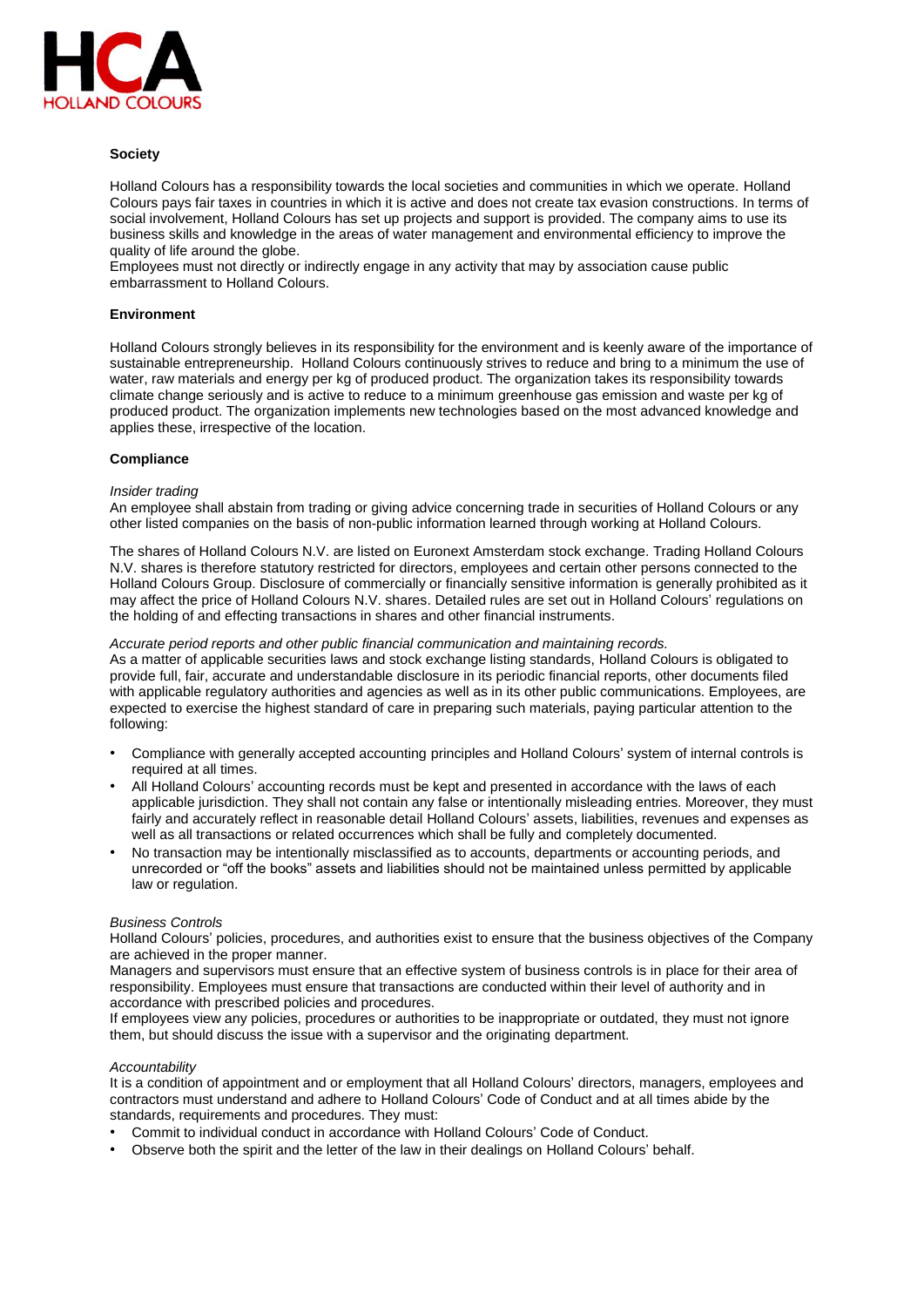**Society**

Holland Colours has a responsibility towards the local societies and communities in which we operate. Holland Colours pays fair taxes in countries in which it is active and does not create tax evasion constructions. In terms of social involvement, Holland Colours has set up projects and support is provided. The company aims to use its business skills and knowledge in the areas of water management and environmental efficiency to improve the quality of life around the globe.
Employees must not directly or indirectly engage in any activity that may by association cause public embarrassment to Holland Colours.

**Environment**

Holland Colours strongly believes in its responsibility for the environment and is keenly aware of the importance of sustainable entrepreneurship. Holland Colours continuously strives to reduce and bring to a minimum the use of water, raw materials and energy per kg of produced product. The organization takes its responsibility towards climate change seriously and is active to reduce to a minimum greenhouse gas emission and waste per kg of produced product. The organization implements new technologies based on the most advanced knowledge and applies these, irrespective of the location.

**Compliance**

*Insider trading*
An employee shall abstain from trading or giving advice concerning trade in securities of Holland Colours or any other listed companies on the basis of non-public information learned through working at Holland Colours.

The shares of Holland Colours N.V. are listed on Euronext Amsterdam stock exchange. Trading Holland Colours N.V. shares is therefore statutory restricted for directors, employees and certain other persons connected to the Holland Colours Group. Disclosure of commercially or financially sensitive information is generally prohibited as it may affect the price of Holland Colours N.V. shares. Detailed rules are set out in Holland Colours' regulations on the holding of and effecting transactions in shares and other financial instruments.

*Accurate period reports and other public financial communication and maintaining records.*
As a matter of applicable securities laws and stock exchange listing standards, Holland Colours is obligated to provide full, fair, accurate and understandable disclosure in its periodic financial reports, other documents filed with applicable regulatory authorities and agencies as well as in its other public communications. Employees, are expected to exercise the highest standard of care in preparing such materials, paying particular attention to the following:

- Compliance with generally accepted accounting principles and Holland Colours' system of internal controls is required at all times.
- All Holland Colours' accounting records must be kept and presented in accordance with the laws of each applicable jurisdiction. They shall not contain any false or intentionally misleading entries. Moreover, they must fairly and accurately reflect in reasonable detail Holland Colours' assets, liabilities, revenues and expenses as well as all transactions or related occurrences which shall be fully and completely documented.
- No transaction may be intentionally misclassified as to accounts, departments or accounting periods, and unrecorded or "off the books" assets and liabilities should not be maintained unless permitted by applicable law or regulation.

*Business Controls*
Holland Colours' policies, procedures, and authorities exist to ensure that the business objectives of the Company are achieved in the proper manner.
Managers and supervisors must ensure that an effective system of business controls is in place for their area of responsibility. Employees must ensure that transactions are conducted within their level of authority and in accordance with prescribed policies and procedures.
If employees view any policies, procedures or authorities to be inappropriate or outdated, they must not ignore them, but should discuss the issue with a supervisor and the originating department.

*Accountability*
It is a condition of appointment and or employment that all Holland Colours' directors, managers, employees and contractors must understand and adhere to Holland Colours' Code of Conduct and at all times abide by the standards, requirements and procedures. They must:

- Commit to individual conduct in accordance with Holland Colours' Code of Conduct.
- Observe both the spirit and the letter of the law in their dealings on Holland Colours' behalf.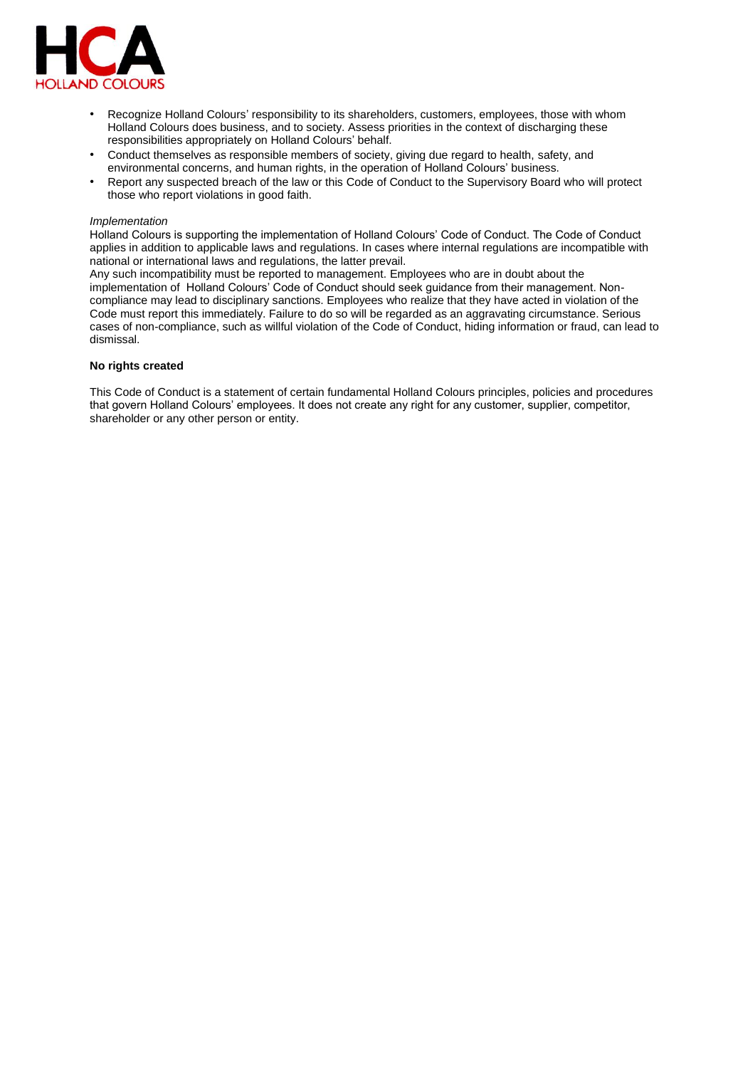- Recognize Holland Colours' responsibility to its shareholders, customers, employees, those with whom Holland Colours does business, and to society. Assess priorities in the context of discharging these responsibilities appropriately on Holland Colours' behalf.
- Conduct themselves as responsible members of society, giving due regard to health, safety, and environmental concerns, and human rights, in the operation of Holland Colours' business.
- Report any suspected breach of the law or this Code of Conduct to the Supervisory Board who will protect those who report violations in good faith.

*Implementation*

Holland Colours is supporting the implementation of Holland Colours' Code of Conduct. The Code of Conduct applies in addition to applicable laws and regulations. In cases where internal regulations are incompatible with national or international laws and regulations, the latter prevail.
Any such incompatibility must be reported to management. Employees who are in doubt about the implementation of Holland Colours' Code of Conduct should seek guidance from their management. Non-compliance may lead to disciplinary sanctions. Employees who realize that they have acted in violation of the Code must report this immediately. Failure to do so will be regarded as an aggravating circumstance. Serious cases of non-compliance, such as willful violation of the Code of Conduct, hiding information or fraud, can lead to dismissal.

**No rights created**

This Code of Conduct is a statement of certain fundamental Holland Colours principles, policies and procedures that govern Holland Colours' employees. It does not create any right for any customer, supplier, competitor, shareholder or any other person or entity.